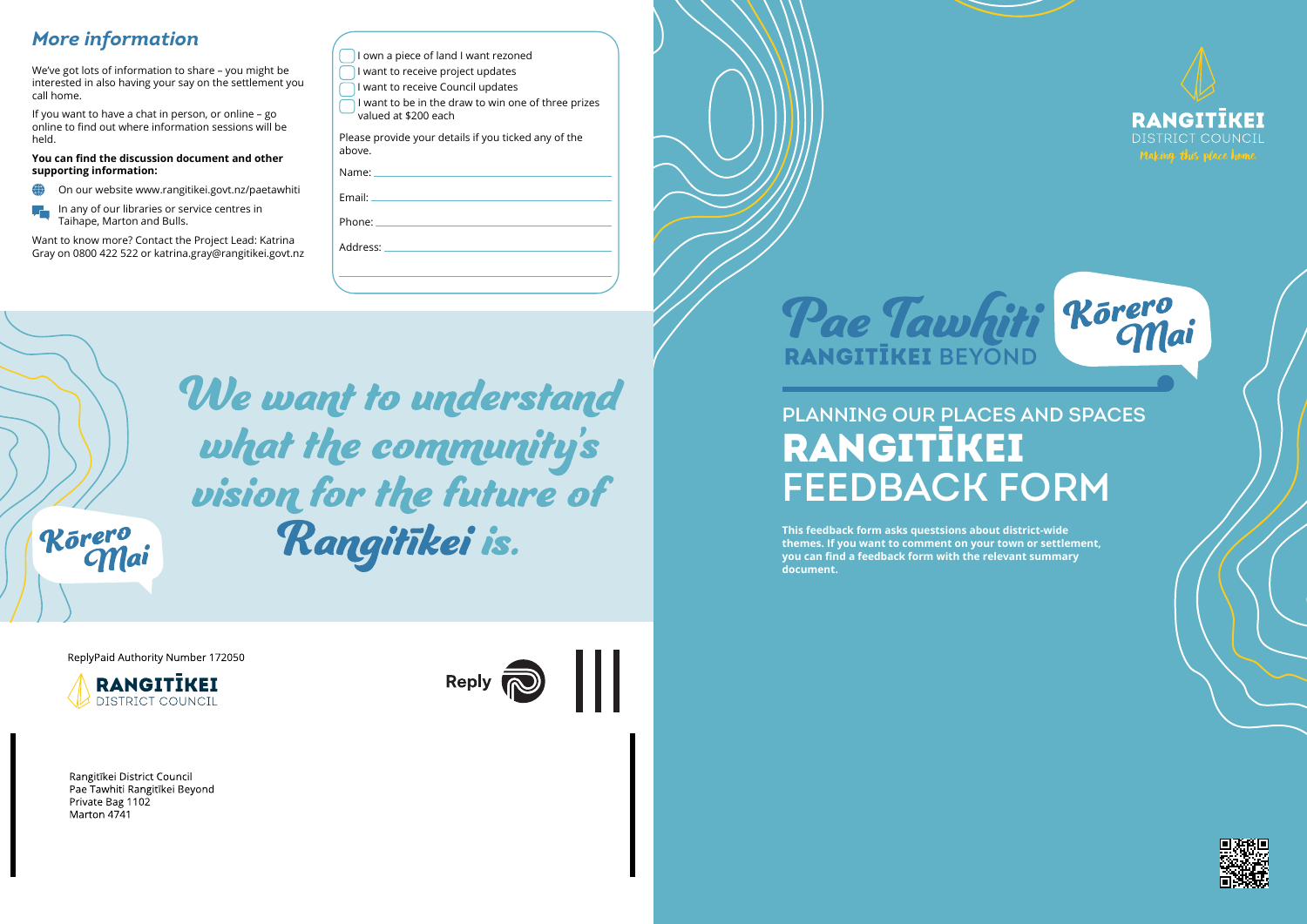## More information

We've got lots of information to share – you might be interested in also having your say on the settlement you call home.

If you want to have a chat in person, or online – go online to find out where information sessions will be held.

**You can find the discussion document and other supporting information:**

- On our website www.rangitikei.govt.nz/paetawhiti
- In any of our libraries or service centres in Taihape, Marton and Bulls.

Want to know more? Contact the Project Lead: Katrina Gray on 0800 422 522 or katrina.gray@rangitikei.govt.nz

- [ ] I own a piece of land I want rezoned
- [ ] I want to receive project updates
- [ ] I want to receive Council updates
- [ ] I want to be in the draw to win one of three prizes valued at $200 each

Please provide your details if you ticked any of the above.

Name: ______________________________

Email: ______________________________

Phone: ______________________________

Address: ______________________________

______________________________

Kōrero Mai

*We want to understand what the community's vision for the future of Rangitīkei is.*

ReplyPaid Authority Number 172050

RANGITĪKEI DISTRICT COUNCIL

Reply

Rangitīkei District Council
Pae Tawhiti Rangitīkei Beyond
Private Bag 1102
Marton 4741

RANGITĪKEI DISTRICT COUNCIL
*Making this place home.*

# Pae Tawhiti RANGITĪKEI BEYOND

Kōrero Mai

## PLANNING OUR PLACES AND SPACES

# RANGITĪKEI FEEDBACK FORM

**This feedback form asks questsions about district-wide themes. If you want to comment on your town or settlement, you can find a feedback form with the relevant summary document.**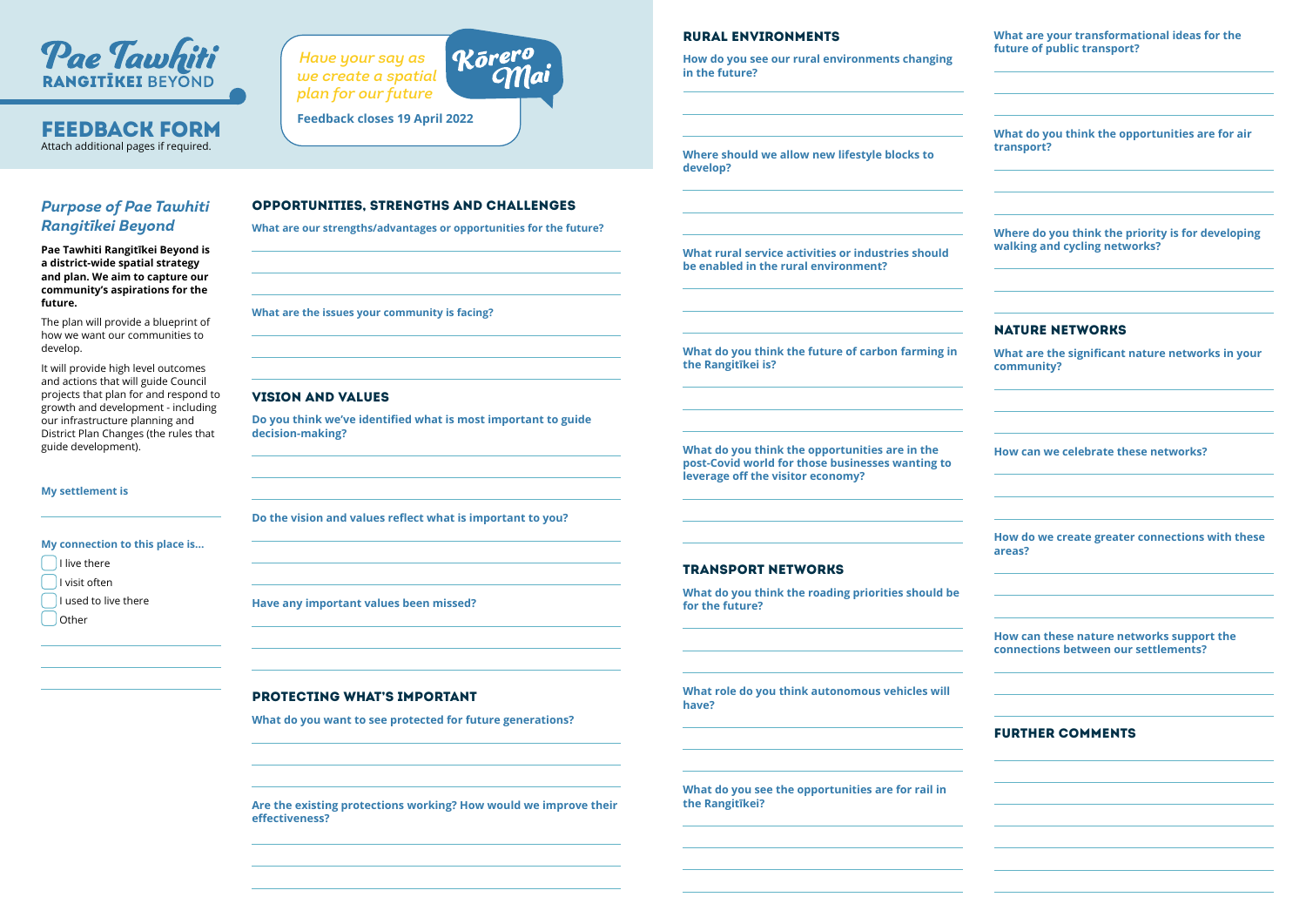# Pae Tawhiti

**RANGITĪKEI BEYOND**

*Have your say as we create a spatial plan for our future*

**Kōrero Mai**

**Feedback closes 19 April 2022**

## FEEDBACK FORM

Attach additional pages if required.

### *Purpose of Pae Tawhiti Rangitīkei Beyond*

**Pae Tawhiti Rangitīkei Beyond is a district-wide spatial strategy and plan. We aim to capture our community's aspirations for the future.**

The plan will provide a blueprint of how we want our communities to develop.

It will provide high level outcomes and actions that will guide Council projects that plan for and respond to growth and development - including our infrastructure planning and District Plan Changes (the rules that guide development).

**My settlement is**

**My connection to this place is...**

- I live there
- I visit often
- I used to live there
- Other

## OPPORTUNITIES, STRENGTHS AND CHALLENGES

**What are our strengths/advantages or opportunities for the future?**

**What are the issues your community is facing?**

## VISION AND VALUES

**Do you think we've identified what is most important to guide decision-making?**

**Do the vision and values reflect what is important to you?**

**Have any important values been missed?**

## PROTECTING WHAT'S IMPORTANT

**What do you want to see protected for future generations?**

**Are the existing protections working? How would we improve their effectiveness?**

## RURAL ENVIRONMENTS

**How do you see our rural environments changing in the future?**

**Where should we allow new lifestyle blocks to develop?**

**What rural service activities or industries should be enabled in the rural environment?**

**What do you think the future of carbon farming in the Rangitīkei is?**

**What do you think the opportunities are in the post-Covid world for those businesses wanting to leverage off the visitor economy?**

## TRANSPORT NETWORKS

**What do you think the roading priorities should be for the future?**

**What role do you think autonomous vehicles will have?**

**What do you see the opportunities are for rail in the Rangitīkei?**

**What are your transformational ideas for the future of public transport?**

**What do you think the opportunities are for air transport?**

**Where do you think the priority is for developing walking and cycling networks?**

## NATURE NETWORKS

**What are the significant nature networks in your community?**

**How can we celebrate these networks?**

**How do we create greater connections with these areas?**

**How can these nature networks support the connections between our settlements?**

## FURTHER COMMENTS